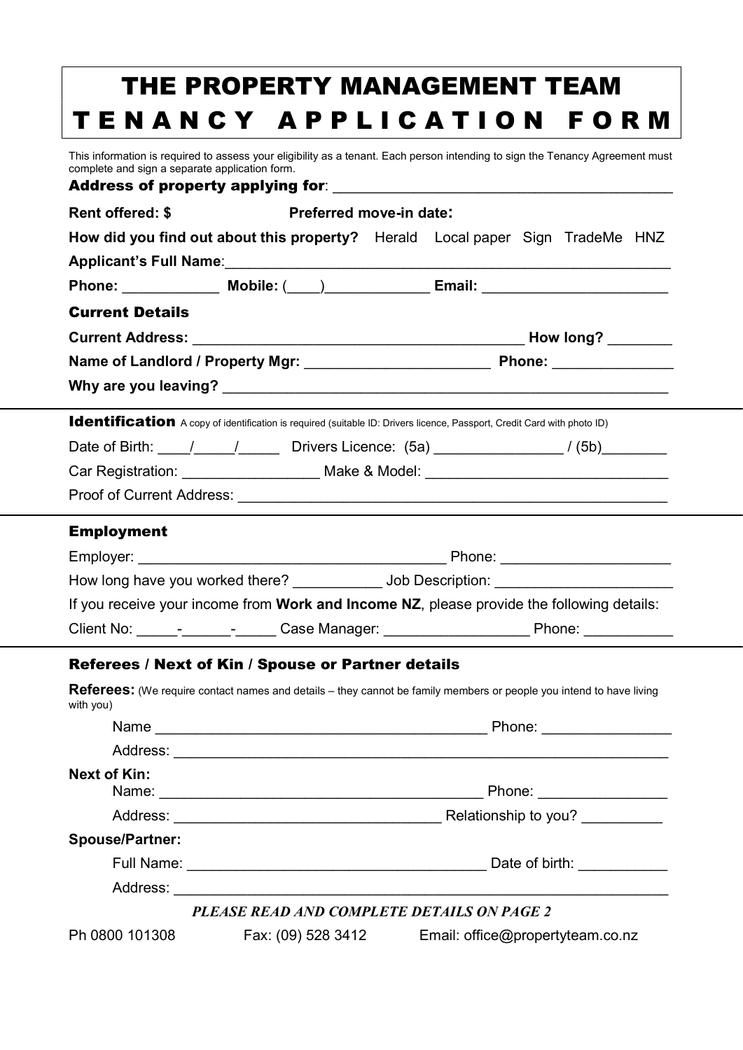# THE PROPERTY MANAGEMENT TEAM
# TENANCY APPLICATION FORM

This information is required to assess your eligibility as a tenant. Each person intending to sign the Tenancy Agreement must complete and sign a separate application form.

**Address of property applying for**: ___________________________________________

**Rent offered: $** **Preferred move-in date:**

**How did you find out about this property?** Herald Local paper Sign TradeMe HNZ

**Applicant's Full Name**:___________________________________________________________

**Phone:** ____________ **Mobile:** (____)_____________ **Email:** _______________________

## Current Details

**Current Address:** __________________________________________ **How long?** ________

**Name of Landlord / Property Mgr:** _______________________ **Phone:** _______________

**Why are you leaving?** _________________________________________________________

## Identification

A copy of identification is required (suitable ID: Drivers licence, Passport, Credit Card with photo ID)

Date of Birth: ____/_____/_____ Drivers Licence: (5a) ________________ / (5b)________

Car Registration: ________________ Make & Model: _____________________________

Proof of Current Address: ______________________________________________________

## Employment

Employer: ______________________________________ Phone: _____________________

How long have you worked there? ___________ Job Description: ______________________

If you receive your income from **Work and Income NZ**, please provide the following details:

Client No: _____-______-_____ Case Manager: __________________ Phone: ___________

## Referees / Next of Kin / Spouse or Partner details

**Referees:** (We require contact names and details – they cannot be family members or people you intend to have living with you)

Name __________________________________________ Phone: ________________

Address: _______________________________________________________________

**Next of Kin:**

Name: _________________________________________ Phone: ________________

Address: ________________________________ Relationship to you? __________

**Spouse/Partner:**

Full Name: _____________________________________ Date of birth: ___________

Address: _______________________________________________________________

***PLEASE READ AND COMPLETE DETAILS ON PAGE 2***

Ph 0800 101308 Fax: (09) 528 3412 Email: office@propertyteam.co.nz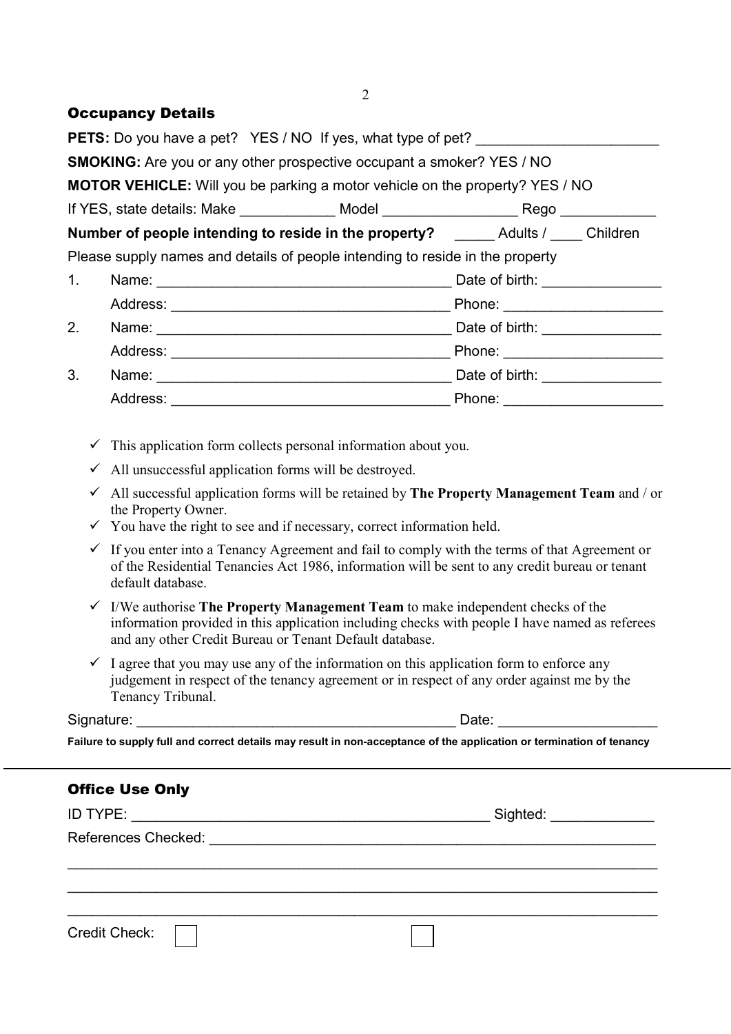## Occupancy Details

**PETS:** Do you have a pet? YES / NO If yes, what type of pet? ______________________

**SMOKING:** Are you or any other prospective occupant a smoker? YES / NO

**MOTOR VEHICLE:** Will you be parking a motor vehicle on the property? YES / NO

If YES, state details: Make ____________ Model ________________ Rego ____________

**Number of people intending to reside in the property?** _____ Adults / ____ Children

Please supply names and details of people intending to reside in the property

1. Name: ____________________________________ Date of birth: _______________
   Address: __________________________________ Phone: ___________________
2. Name: ____________________________________ Date of birth: _______________
   Address: __________________________________ Phone: ___________________
3. Name: ____________________________________ Date of birth: _______________
   Address: __________________________________ Phone: ___________________

- ✓ This application form collects personal information about you.
- ✓ All unsuccessful application forms will be destroyed.
- ✓ All successful application forms will be retained by **The Property Management Team** and / or the Property Owner.
- ✓ You have the right to see and if necessary, correct information held.
- ✓ If you enter into a Tenancy Agreement and fail to comply with the terms of that Agreement or of the Residential Tenancies Act 1986, information will be sent to any credit bureau or tenant default database.
- ✓ I/We authorise **The Property Management Team** to make independent checks of the information provided in this application including checks with people I have named as referees and any other Credit Bureau or Tenant Default database.
- ✓ I agree that you may use any of the information on this application form to enforce any judgement in respect of the tenancy agreement or in respect of any order against me by the Tenancy Tribunal.

Signature: ________________________________________ Date: ___________________

**Failure to supply full and correct details may result in non-acceptance of the application or termination of tenancy**

---

## Office Use Only

ID TYPE: _____________________________________________ Sighted: _____________

References Checked: ________________________________________________________

___________________________________________________________________________

___________________________________________________________________________

___________________________________________________________________________

Credit Check: ☐ ☐